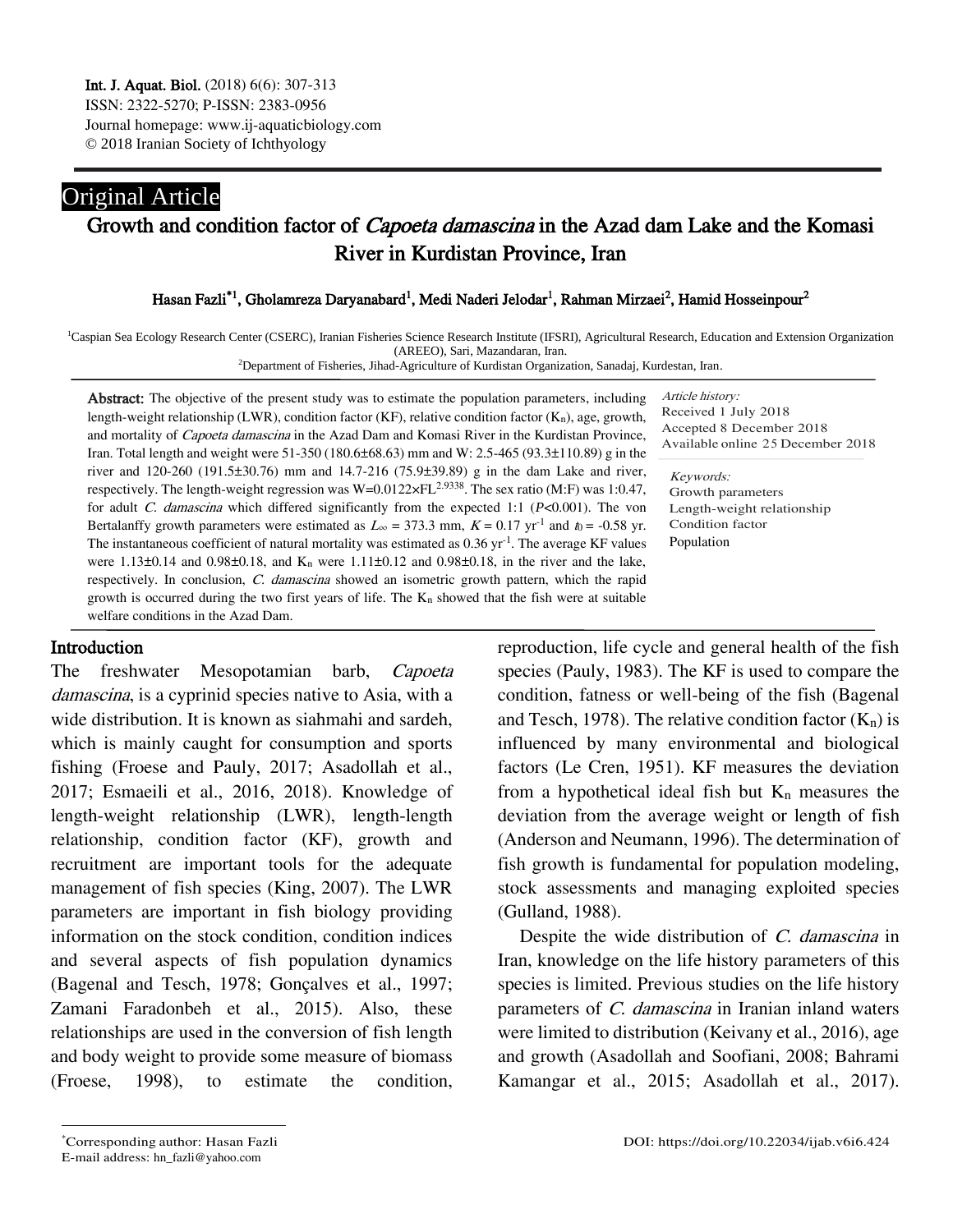Int. J. Aquat. Biol. (2018) 6(6): 307-313
ISSN: 2322-5270; P-ISSN: 2383-0956
Journal homepage: www.ij-aquaticbiology.com
© 2018 Iranian Society of Ichthyology

Original Article

# Growth and condition factor of *Capoeta damascina* in the Azad dam Lake and the Komasi River in Kurdistan Province, Iran

Hasan Fazli*[1], Gholamreza Daryanabard[1], Medi Naderi Jelodar[1], Rahman Mirzaei[2], Hamid Hosseinpour[2]

[1]Caspian Sea Ecology Research Center (CSERC), Iranian Fisheries Science Research Institute (IFSRI), Agricultural Research, Education and Extension Organization (AREEO), Sari, Mazandaran, Iran.
[2]Department of Fisheries, Jihad-Agriculture of Kurdistan Organization, Sanadaj, Kurdestan, Iran.

*Article history:*
Received 1 July 2018
Accepted 8 December 2018
Available online 25 December 2018

*Keywords:*
Growth parameters
Length-weight relationship
Condition factor
Population

**Abstract:** The objective of the present study was to estimate the population parameters, including length-weight relationship (LWR), condition factor (KF), relative condition factor ($K_n$), age, growth, and mortality of *Capoeta damascina* in the Azad Dam and Komasi River in the Kurdistan Province, Iran. Total length and weight were 51-350 (180.6±68.63) mm and W: 2.5-465 (93.3±110.89) g in the river and 120-260 (191.5±30.76) mm and 14.7-216 (75.9±39.89) g in the dam Lake and river, respectively. The length-weight regression was $W=0.0122 \times FL^{2.9338}$. The sex ratio (M:F) was 1:0.47, for adult *C. damascina* which differed significantly from the expected 1:1 ($P<0.001$). The von Bertalanffy growth parameters were estimated as $L_\infty$ = 373.3 mm, $K$ = 0.17 yr$^{-1}$ and $t_0$ = -0.58 yr. The instantaneous coefficient of natural mortality was estimated as 0.36 yr$^{-1}$. The average KF values were 1.13±0.14 and 0.98±0.18, and $K_n$ were 1.11±0.12 and 0.98±0.18, in the river and the lake, respectively. In conclusion, *C. damascina* showed an isometric growth pattern, which the rapid growth is occurred during the two first years of life. The $K_n$ showed that the fish were at suitable welfare conditions in the Azad Dam.

## Introduction

The freshwater Mesopotamian barb, *Capoeta damascina*, is a cyprinid species native to Asia, with a wide distribution. It is known as siahmahi and sardeh, which is mainly caught for consumption and sports fishing (Froese and Pauly, 2017; Asadollah et al., 2017; Esmaeili et al., 2016, 2018). Knowledge of length-weight relationship (LWR), length-length relationship, condition factor (KF), growth and recruitment are important tools for the adequate management of fish species (King, 2007). The LWR parameters are important in fish biology providing information on the stock condition, condition indices and several aspects of fish population dynamics (Bagenal and Tesch, 1978; Gonçalves et al., 1997; Zamani Faradonbeh et al., 2015). Also, these relationships are used in the conversion of fish length and body weight to provide some measure of biomass (Froese, 1998), to estimate the condition, reproduction, life cycle and general health of the fish species (Pauly, 1983). The KF is used to compare the condition, fatness or well-being of the fish (Bagenal and Tesch, 1978). The relative condition factor ($K_n$) is influenced by many environmental and biological factors (Le Cren, 1951). KF measures the deviation from a hypothetical ideal fish but $K_n$ measures the deviation from the average weight or length of fish (Anderson and Neumann, 1996). The determination of fish growth is fundamental for population modeling, stock assessments and managing exploited species (Gulland, 1988).

Despite the wide distribution of *C. damascina* in Iran, knowledge on the life history parameters of this species is limited. Previous studies on the life history parameters of *C. damascina* in Iranian inland waters were limited to distribution (Keivany et al., 2016), age and growth (Asadollah and Soofiani, 2008; Bahrami Kamangar et al., 2015; Asadollah et al., 2017).

*Corresponding author: Hasan Fazli
E-mail address: hn_fazli@yahoo.com

DOI: https://doi.org/10.22034/ijab.v6i6.424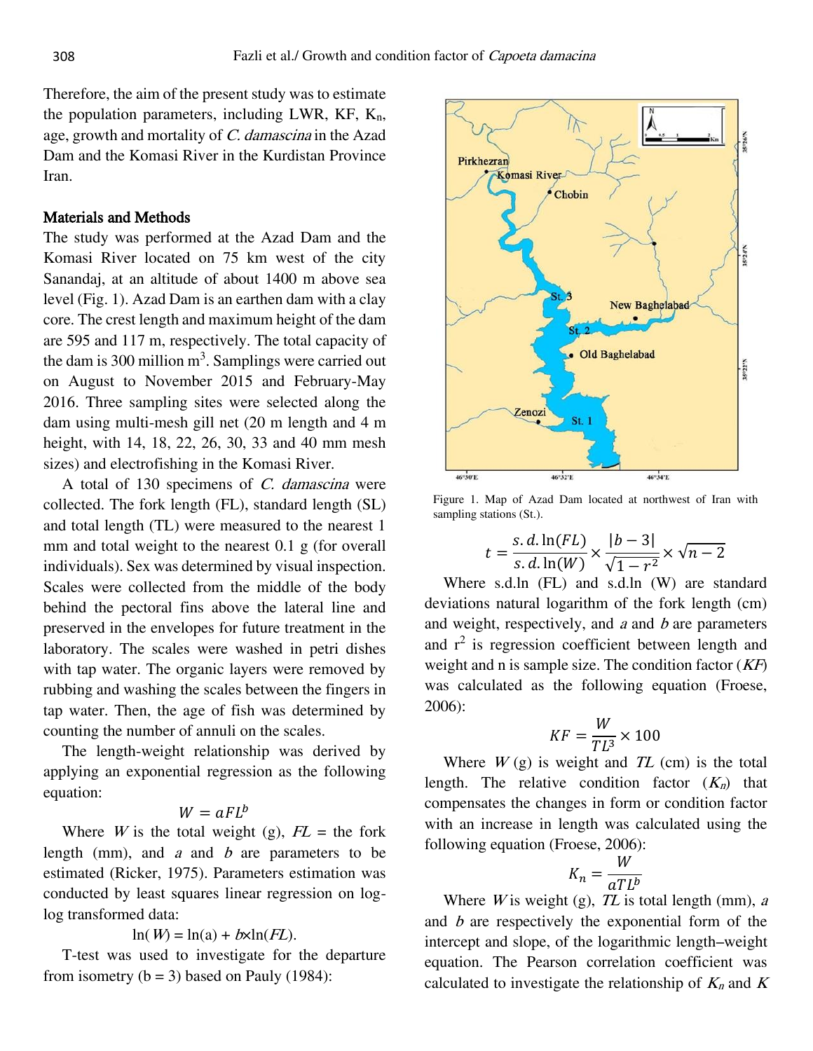Therefore, the aim of the present study was to estimate the population parameters, including LWR, KF, $K_n$, age, growth and mortality of *C. damascina* in the Azad Dam and the Komasi River in the Kurdistan Province Iran.

## Materials and Methods

The study was performed at the Azad Dam and the Komasi River located on 75 km west of the city Sanandaj, at an altitude of about 1400 m above sea level (Fig. 1). Azad Dam is an earthen dam with a clay core. The crest length and maximum height of the dam are 595 and 117 m, respectively. The total capacity of the dam is 300 million $m^3$. Samplings were carried out on August to November 2015 and February-May 2016. Three sampling sites were selected along the dam using multi-mesh gill net (20 m length and 4 m height, with 14, 18, 22, 26, 30, 33 and 40 mm mesh sizes) and electrofishing in the Komasi River.

A total of 130 specimens of *C. damascina* were collected. The fork length (FL), standard length (SL) and total length (TL) were measured to the nearest 1 mm and total weight to the nearest 0.1 g (for overall individuals). Sex was determined by visual inspection. Scales were collected from the middle of the body behind the pectoral fins above the lateral line and preserved in the envelopes for future treatment in the laboratory. The scales were washed in petri dishes with tap water. The organic layers were removed by rubbing and washing the scales between the fingers in tap water. Then, the age of fish was determined by counting the number of annuli on the scales.

The length-weight relationship was derived by applying an exponential regression as the following equation:

$$W = aFL^b$$

Where $W$ is the total weight (g), $FL$ = the fork length (mm), and $a$ and $b$ are parameters to be estimated (Ricker, 1975). Parameters estimation was conducted by least squares linear regression on log-log transformed data:

$$\ln(W) = \ln(a) + b \times \ln(FL).$$

T-test was used to investigate for the departure from isometry (b = 3) based on Pauly (1984):

Figure 1. Map of Azad Dam located at northwest of Iran with sampling stations (St.).

$$t = \frac{s.d.\ln(FL)}{s.d.\ln(W)} \times \frac{|b-3|}{\sqrt{1-r^2}} \times \sqrt{n-2}$$

Where s.d.ln (FL) and s.d.ln (W) are standard deviations natural logarithm of the fork length (cm) and weight, respectively, and $a$ and $b$ are parameters and $r^2$ is regression coefficient between length and weight and n is sample size. The condition factor ($KF$) was calculated as the following equation (Froese, 2006):

$$KF = \frac{W}{TL^3} \times 100$$

Where $W$ (g) is weight and $TL$ (cm) is the total length. The relative condition factor ($K_n$) that compensates the changes in form or condition factor with an increase in length was calculated using the following equation (Froese, 2006):

$$K_n = \frac{W}{aTL^b}$$

Where $W$ is weight (g), $TL$ is total length (mm), $a$ and $b$ are respectively the exponential form of the intercept and slope, of the logarithmic length–weight equation. The Pearson correlation coefficient was calculated to investigate the relationship of $K_n$ and $K$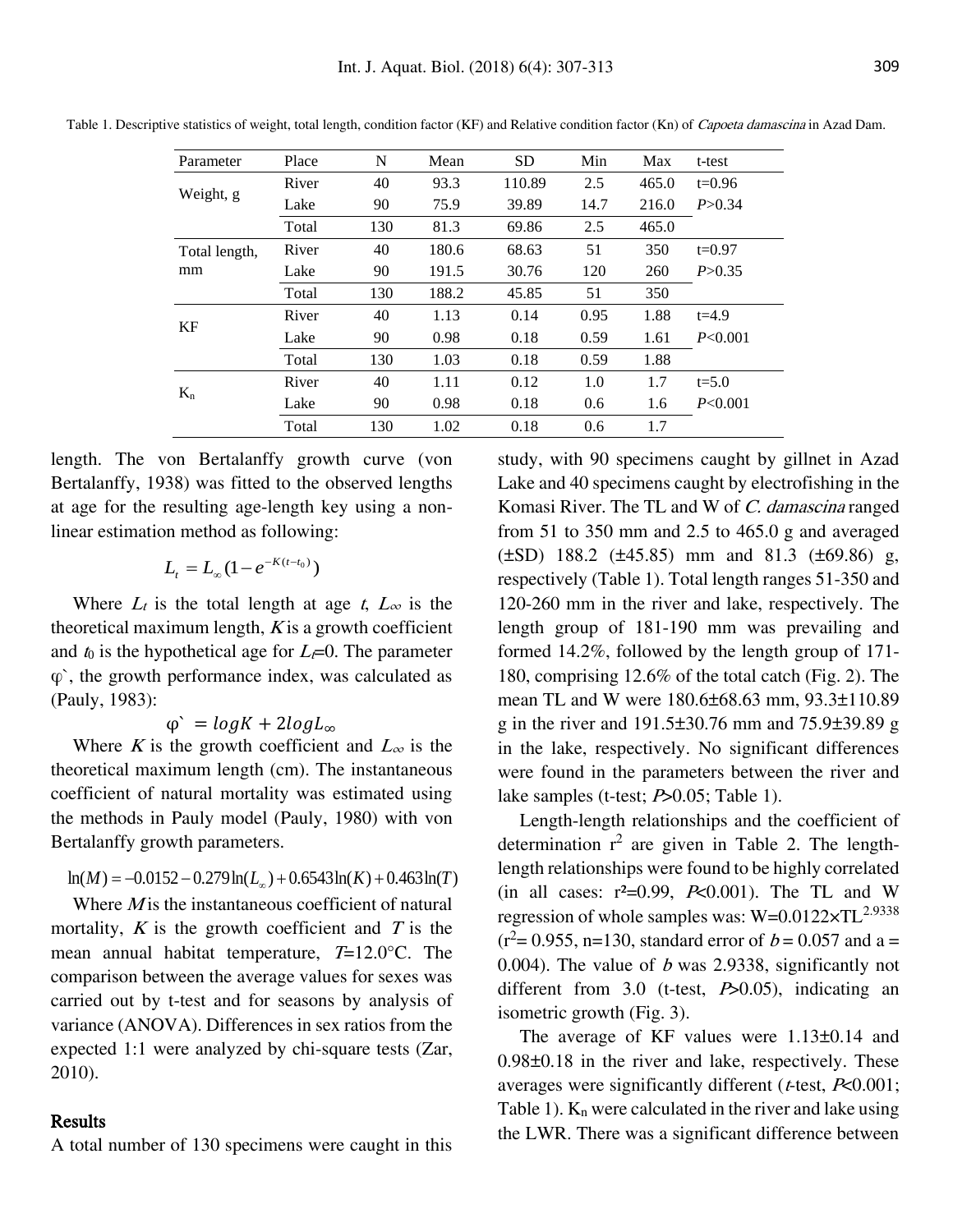Table 1. Descriptive statistics of weight, total length, condition factor (KF) and Relative condition factor (Kn) of *Capoeta damascina* in Azad Dam.

| Parameter | Place | N | Mean | SD | Min | Max | t-test |
|---|---|---|---|---|---|---|---|
| Weight, g | River | 40 | 93.3 | 110.89 | 2.5 | 465.0 | t=0.96 |
| | Lake | 90 | 75.9 | 39.89 | 14.7 | 216.0 | *P*>0.34 |
| | Total | 130 | 81.3 | 69.86 | 2.5 | 465.0 | |
| Total length, mm | River | 40 | 180.6 | 68.63 | 51 | 350 | t=0.97 |
| | Lake | 90 | 191.5 | 30.76 | 120 | 260 | *P*>0.35 |
| | Total | 130 | 188.2 | 45.85 | 51 | 350 | |
| KF | River | 40 | 1.13 | 0.14 | 0.95 | 1.88 | t=4.9 |
| | Lake | 90 | 0.98 | 0.18 | 0.59 | 1.61 | *P*<0.001 |
| | Total | 130 | 1.03 | 0.18 | 0.59 | 1.88 | |
| $K_n$ | River | 40 | 1.11 | 0.12 | 1.0 | 1.7 | t=5.0 |
| | Lake | 90 | 0.98 | 0.18 | 0.6 | 1.6 | *P*<0.001 |
| | Total | 130 | 1.02 | 0.18 | 0.6 | 1.7 | |

length. The von Bertalanffy growth curve (von Bertalanffy, 1938) was fitted to the observed lengths at age for the resulting age-length key using a non-linear estimation method as following:

$$L_t = L_\infty(1 - e^{-K(t-t_0)})$$

Where $L_t$ is the total length at age $t$, $L_\infty$ is the theoretical maximum length, $K$ is a growth coefficient and $t_0$ is the hypothetical age for $L_t$=0. The parameter φ`, the growth performance index, was calculated as (Pauly, 1983):

$$\varphi` = logK + 2logL_\infty$$

Where $K$ is the growth coefficient and $L_\infty$ is the theoretical maximum length (cm). The instantaneous coefficient of natural mortality was estimated using the methods in Pauly model (Pauly, 1980) with von Bertalanffy growth parameters.

$$\ln(M) = -0.0152 - 0.279\ln(L_\infty) + 0.6543\ln(K) + 0.463\ln(T)$$

Where $M$ is the instantaneous coefficient of natural mortality, $K$ is the growth coefficient and $T$ is the mean annual habitat temperature, $T$=12.0°C. The comparison between the average values for sexes was carried out by t-test and for seasons by analysis of variance (ANOVA). Differences in sex ratios from the expected 1:1 were analyzed by chi-square tests (Zar, 2010).

## Results

A total number of 130 specimens were caught in this study, with 90 specimens caught by gillnet in Azad Lake and 40 specimens caught by electrofishing in the Komasi River. The TL and W of *C. damascina* ranged from 51 to 350 mm and 2.5 to 465.0 g and averaged (±SD) 188.2 (±45.85) mm and 81.3 (±69.86) g, respectively (Table 1). Total length ranges 51-350 and 120-260 mm in the river and lake, respectively. The length group of 181-190 mm was prevailing and formed 14.2%, followed by the length group of 171-180, comprising 12.6% of the total catch (Fig. 2). The mean TL and W were 180.6±68.63 mm, 93.3±110.89 g in the river and 191.5±30.76 mm and 75.9±39.89 g in the lake, respectively. No significant differences were found in the parameters between the river and lake samples (t-test; $P$>0.05; Table 1).

Length-length relationships and the coefficient of determination $r^2$ are given in Table 2. The length-length relationships were found to be highly correlated (in all cases: $r^2$=0.99, $P$<0.001). The TL and W regression of whole samples was: $W=0.0122\times TL^{2.9338}$ ($r^2$= 0.955, n=130, standard error of $b$ = 0.057 and a = 0.004). The value of $b$ was 2.9338, significantly not different from 3.0 (t-test, $P$>0.05), indicating an isometric growth (Fig. 3).

The average of KF values were 1.13±0.14 and 0.98±0.18 in the river and lake, respectively. These averages were significantly different ($t$-test, $P$<0.001; Table 1). $K_n$ were calculated in the river and lake using the LWR. There was a significant difference between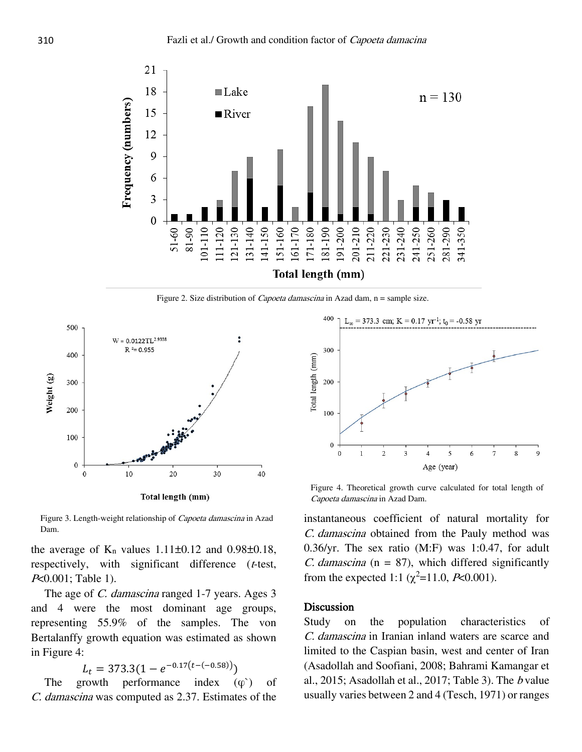Figure 2. Size distribution of *Capoeta damascina* in Azad dam, n = sample size.

Figure 3. Length-weight relationship of *Capoeta damascina* in Azad Dam.

Figure 4. Theoretical growth curve calculated for total length of *Capoeta damascina* in Azad Dam.

the average of $K_n$ values 1.11±0.12 and 0.98±0.18, respectively, with significant difference (*t*-test, $P<0.001$; Table 1).

The age of *C. damascina* ranged 1-7 years. Ages 3 and 4 were the most dominant age groups, representing 55.9% of the samples. The von Bertalanffy growth equation was estimated as shown in Figure 4:

$$L_t = 373.3(1 - e^{-0.17(t-(-0.58))})$$

The growth performance index ($\varphi'$) of *C. damascina* was computed as 2.37. Estimates of the instantaneous coefficient of natural mortality for *C. damascina* obtained from the Pauly method was 0.36/yr. The sex ratio (M:F) was 1:0.47, for adult *C. damascina* (n = 87), which differed significantly from the expected 1:1 ($\chi^2$=11.0, $P<0.001$).

## Discussion

Study on the population characteristics of *C. damascina* in Iranian inland waters are scarce and limited to the Caspian basin, west and center of Iran (Asadollah and Soofiani, 2008; Bahrami Kamangar et al., 2015; Asadollah et al., 2017; Table 3). The *b* value usually varies between 2 and 4 (Tesch, 1971) or ranges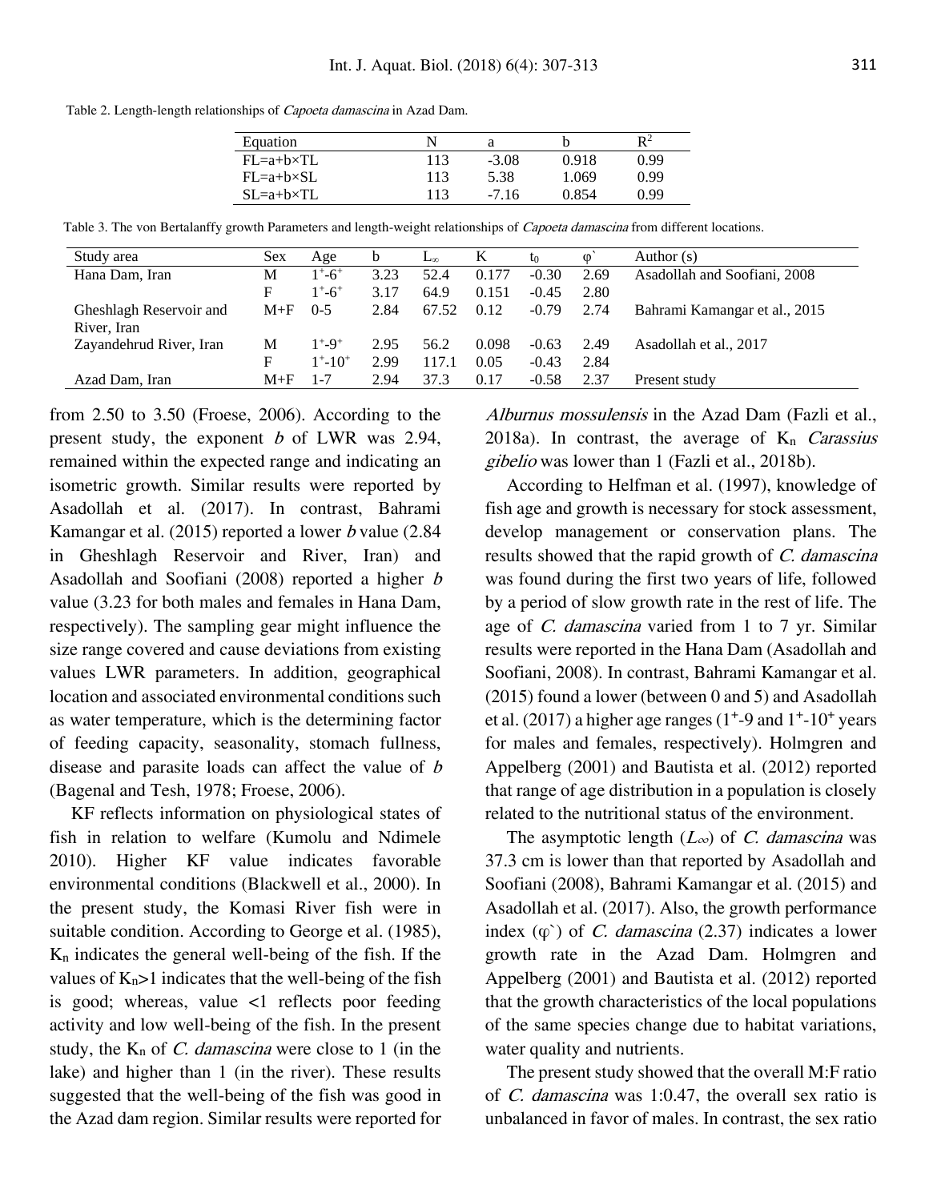Table 2. Length-length relationships of *Capoeta damascina* in Azad Dam.

| Equation | N | a | b | $R^2$ |
|---|---|---|---|---|
| FL=a+b×TL | 113 | -3.08 | 0.918 | 0.99 |
| FL=a+b×SL | 113 | 5.38 | 1.069 | 0.99 |
| SL=a+b×TL | 113 | -7.16 | 0.854 | 0.99 |

Table 3. The von Bertalanffy growth Parameters and length-weight relationships of *Capoeta damascina* from different locations.

| Study area | Sex | Age | b | $L_\infty$ | K | $t_0$ | φ` | Author (s) |
|---|---|---|---|---|---|---|---|---|
| Hana Dam, Iran | M | $1^+$-$6^+$ | 3.23 | 52.4 | 0.177 | -0.30 | 2.69 | Asadollah and Soofiani, 2008 |
| | F | $1^+$-$6^+$ | 3.17 | 64.9 | 0.151 | -0.45 | 2.80 | |
| Gheshlagh Reservoir and River, Iran | M+F | 0-5 | 2.84 | 67.52 | 0.12 | -0.79 | 2.74 | Bahrami Kamangar et al., 2015 |
| Zayandehrud River, Iran | M | $1^+$-$9^+$ | 2.95 | 56.2 | 0.098 | -0.63 | 2.49 | Asadollah et al., 2017 |
| | F | $1^+$-$10^+$ | 2.99 | 117.1 | 0.05 | -0.43 | 2.84 | |
| Azad Dam, Iran | M+F | 1-7 | 2.94 | 37.3 | 0.17 | -0.58 | 2.37 | Present study |

from 2.50 to 3.50 (Froese, 2006). According to the present study, the exponent *b* of LWR was 2.94, remained within the expected range and indicating an isometric growth. Similar results were reported by Asadollah et al. (2017). In contrast, Bahrami Kamangar et al. (2015) reported a lower *b* value (2.84 in Gheshlagh Reservoir and River, Iran) and Asadollah and Soofiani (2008) reported a higher *b* value (3.23 for both males and females in Hana Dam, respectively). The sampling gear might influence the size range covered and cause deviations from existing values LWR parameters. In addition, geographical location and associated environmental conditions such as water temperature, which is the determining factor of feeding capacity, seasonality, stomach fullness, disease and parasite loads can affect the value of *b* (Bagenal and Tesh, 1978; Froese, 2006).

KF reflects information on physiological states of fish in relation to welfare (Kumolu and Ndimele 2010). Higher KF value indicates favorable environmental conditions (Blackwell et al., 2000). In the present study, the Komasi River fish were in suitable condition. According to George et al. (1985), $K_n$ indicates the general well-being of the fish. If the values of $K_n$>1 indicates that the well-being of the fish is good; whereas, value <1 reflects poor feeding activity and low well-being of the fish. In the present study, the $K_n$ of *C. damascina* were close to 1 (in the lake) and higher than 1 (in the river). These results suggested that the well-being of the fish was good in the Azad dam region. Similar results were reported for *Alburnus mossulensis* in the Azad Dam (Fazli et al., 2018a). In contrast, the average of $K_n$ *Carassius gibelio* was lower than 1 (Fazli et al., 2018b).

According to Helfman et al. (1997), knowledge of fish age and growth is necessary for stock assessment, develop management or conservation plans. The results showed that the rapid growth of *C. damascina* was found during the first two years of life, followed by a period of slow growth rate in the rest of life. The age of *C. damascina* varied from 1 to 7 yr. Similar results were reported in the Hana Dam (Asadollah and Soofiani, 2008). In contrast, Bahrami Kamangar et al. (2015) found a lower (between 0 and 5) and Asadollah et al. (2017) a higher age ranges ($1^+$-9 and $1^+$-$10^+$ years for males and females, respectively). Holmgren and Appelberg (2001) and Bautista et al. (2012) reported that range of age distribution in a population is closely related to the nutritional status of the environment.

The asymptotic length ($L_\infty$) of *C. damascina* was 37.3 cm is lower than that reported by Asadollah and Soofiani (2008), Bahrami Kamangar et al. (2015) and Asadollah et al. (2017). Also, the growth performance index (φ`) of *C. damascina* (2.37) indicates a lower growth rate in the Azad Dam. Holmgren and Appelberg (2001) and Bautista et al. (2012) reported that the growth characteristics of the local populations of the same species change due to habitat variations, water quality and nutrients.

The present study showed that the overall M:F ratio of *C. damascina* was 1:0.47, the overall sex ratio is unbalanced in favor of males. In contrast, the sex ratio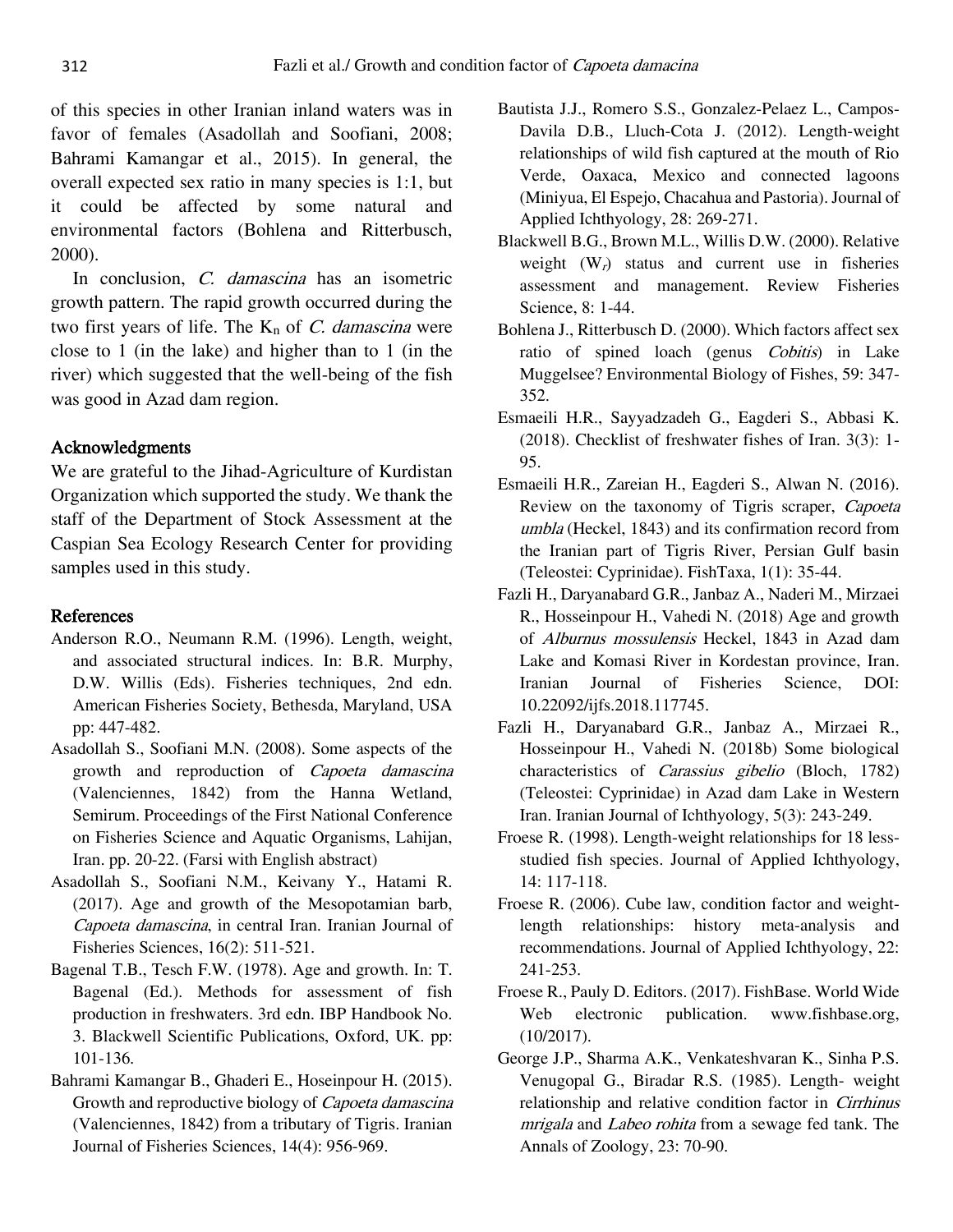of this species in other Iranian inland waters was in favor of females (Asadollah and Soofiani, 2008; Bahrami Kamangar et al., 2015). In general, the overall expected sex ratio in many species is 1:1, but it could be affected by some natural and environmental factors (Bohlena and Ritterbusch, 2000).

In conclusion, *C. damascina* has an isometric growth pattern. The rapid growth occurred during the two first years of life. The $K_n$ of *C. damascina* were close to 1 (in the lake) and higher than to 1 (in the river) which suggested that the well-being of the fish was good in Azad dam region.

## Acknowledgments

We are grateful to the Jihad-Agriculture of Kurdistan Organization which supported the study. We thank the staff of the Department of Stock Assessment at the Caspian Sea Ecology Research Center for providing samples used in this study.

## References

Anderson R.O., Neumann R.M. (1996). Length, weight, and associated structural indices. In: B.R. Murphy, D.W. Willis (Eds). Fisheries techniques, 2nd edn. American Fisheries Society, Bethesda, Maryland, USA pp: 447-482.

Asadollah S., Soofiani M.N. (2008). Some aspects of the growth and reproduction of *Capoeta damascina* (Valenciennes, 1842) from the Hanna Wetland, Semirum. Proceedings of the First National Conference on Fisheries Science and Aquatic Organisms, Lahijan, Iran. pp. 20-22. (Farsi with English abstract)

Asadollah S., Soofiani N.M., Keivany Y., Hatami R. (2017). Age and growth of the Mesopotamian barb, *Capoeta damascina*, in central Iran. Iranian Journal of Fisheries Sciences, 16(2): 511-521.

Bagenal T.B., Tesch F.W. (1978). Age and growth. In: T. Bagenal (Ed.). Methods for assessment of fish production in freshwaters. 3rd edn. IBP Handbook No. 3. Blackwell Scientific Publications, Oxford, UK. pp: 101-136.

Bahrami Kamangar B., Ghaderi E., Hoseinpour H. (2015). Growth and reproductive biology of *Capoeta damascina* (Valenciennes, 1842) from a tributary of Tigris. Iranian Journal of Fisheries Sciences, 14(4): 956-969.

Bautista J.J., Romero S.S., Gonzalez-Pelaez L., Campos-Davila D.B., Lluch-Cota J. (2012). Length-weight relationships of wild fish captured at the mouth of Rio Verde, Oaxaca, Mexico and connected lagoons (Miniyua, El Espejo, Chacahua and Pastoria). Journal of Applied Ichthyology, 28: 269-271.

Blackwell B.G., Brown M.L., Willis D.W. (2000). Relative weight ($W_r$) status and current use in fisheries assessment and management. Review Fisheries Science, 8: 1-44.

Bohlena J., Ritterbusch D. (2000). Which factors affect sex ratio of spined loach (genus *Cobitis*) in Lake Muggelsee? Environmental Biology of Fishes, 59: 347-352.

Esmaeili H.R., Sayyadzadeh G., Eagderi S., Abbasi K. (2018). Checklist of freshwater fishes of Iran. 3(3): 1-95.

Esmaeili H.R., Zareian H., Eagderi S., Alwan N. (2016). Review on the taxonomy of Tigris scraper, *Capoeta umbla* (Heckel, 1843) and its confirmation record from the Iranian part of Tigris River, Persian Gulf basin (Teleostei: Cyprinidae). FishTaxa, 1(1): 35-44.

Fazli H., Daryanabard G.R., Janbaz A., Naderi M., Mirzaei R., Hosseinpour H., Vahedi N. (2018) Age and growth of *Alburnus mossulensis* Heckel, 1843 in Azad dam Lake and Komasi River in Kordestan province, Iran. Iranian Journal of Fisheries Science, DOI: 10.22092/ijfs.2018.117745.

Fazli H., Daryanabard G.R., Janbaz A., Mirzaei R., Hosseinpour H., Vahedi N. (2018b) Some biological characteristics of *Carassius gibelio* (Bloch, 1782) (Teleostei: Cyprinidae) in Azad dam Lake in Western Iran. Iranian Journal of Ichthyology, 5(3): 243-249.

Froese R. (1998). Length-weight relationships for 18 less-studied fish species. Journal of Applied Ichthyology, 14: 117-118.

Froese R. (2006). Cube law, condition factor and weight-length relationships: history meta-analysis and recommendations. Journal of Applied Ichthyology, 22: 241-253.

Froese R., Pauly D. Editors. (2017). FishBase. World Wide Web electronic publication. www.fishbase.org, (10/2017).

George J.P., Sharma A.K., Venkateshvaran K., Sinha P.S. Venugopal G., Biradar R.S. (1985). Length- weight relationship and relative condition factor in *Cirrhinus mrigala* and *Labeo rohita* from a sewage fed tank. The Annals of Zoology, 23: 70-90.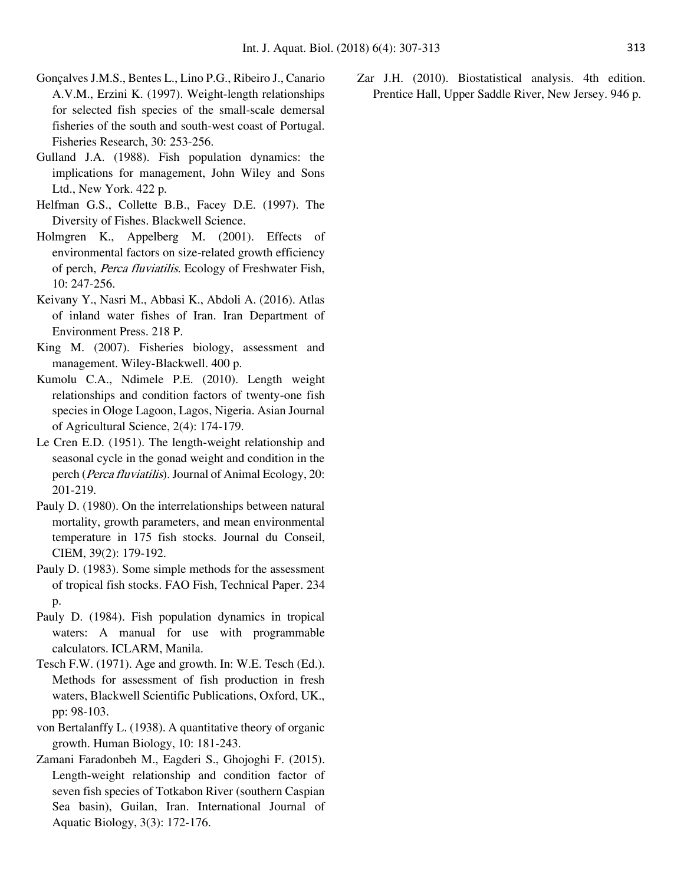Gonçalves J.M.S., Bentes L., Lino P.G., Ribeiro J., Canario A.V.M., Erzini K. (1997). Weight-length relationships for selected fish species of the small-scale demersal fisheries of the south and south-west coast of Portugal. Fisheries Research, 30: 253-256.

Gulland J.A. (1988). Fish population dynamics: the implications for management, John Wiley and Sons Ltd., New York. 422 p.

Helfman G.S., Collette B.B., Facey D.E. (1997). The Diversity of Fishes. Blackwell Science.

Holmgren K., Appelberg M. (2001). Effects of environmental factors on size-related growth efficiency of perch, *Perca fluviatilis*. Ecology of Freshwater Fish, 10: 247-256.

Keivany Y., Nasri M., Abbasi K., Abdoli A. (2016). Atlas of inland water fishes of Iran. Iran Department of Environment Press. 218 P.

King M. (2007). Fisheries biology, assessment and management. Wiley-Blackwell. 400 p.

Kumolu C.A., Ndimele P.E. (2010). Length weight relationships and condition factors of twenty-one fish species in Ologe Lagoon, Lagos, Nigeria. Asian Journal of Agricultural Science, 2(4): 174-179.

Le Cren E.D. (1951). The length-weight relationship and seasonal cycle in the gonad weight and condition in the perch (*Perca fluviatilis*). Journal of Animal Ecology, 20: 201-219.

Pauly D. (1980). On the interrelationships between natural mortality, growth parameters, and mean environmental temperature in 175 fish stocks. Journal du Conseil, CIEM, 39(2): 179-192.

Pauly D. (1983). Some simple methods for the assessment of tropical fish stocks. FAO Fish, Technical Paper. 234 p.

Pauly D. (1984). Fish population dynamics in tropical waters: A manual for use with programmable calculators. ICLARM, Manila.

Tesch F.W. (1971). Age and growth. In: W.E. Tesch (Ed.). Methods for assessment of fish production in fresh waters, Blackwell Scientific Publications, Oxford, UK., pp: 98-103.

von Bertalanffy L. (1938). A quantitative theory of organic growth. Human Biology, 10: 181-243.

Zamani Faradonbeh M., Eagderi S., Ghojoghi F. (2015). Length-weight relationship and condition factor of seven fish species of Totkabon River (southern Caspian Sea basin), Guilan, Iran. International Journal of Aquatic Biology, 3(3): 172-176.

Zar J.H. (2010). Biostatistical analysis. 4th edition. Prentice Hall, Upper Saddle River, New Jersey. 946 p.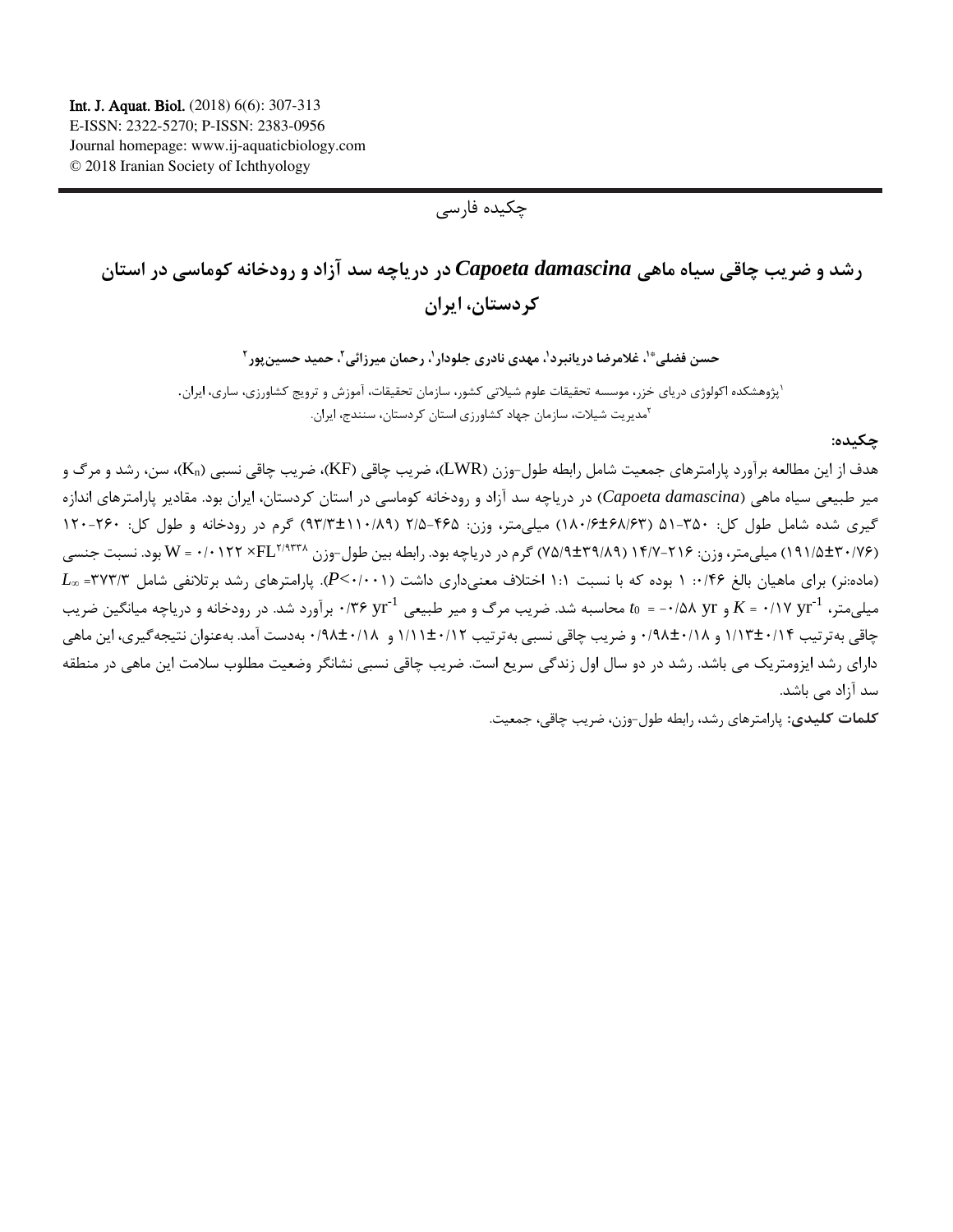Int. J. Aquat. Biol. (2018) 6(6): 307-313
E-ISSN: 2322-5270; P-ISSN: 2383-0956
Journal homepage: www.ij-aquaticbiology.com
© 2018 Iranian Society of Ichthyology

چکیده فارسی

# رشد و ضریب چاقی سیاه ماهی *Capoeta damascina* در دریاچه سد آزاد و رودخانه کوماسی در استان کردستان، ایران

**حسن فضلی\*[۱]، غلامرضا دریانبرد[۱]، مهدی نادری جلودار[۱]، رحمان میرزائی[۲]، حمید حسین‌پور[۲]**

[۱]پژوهشکده اکولوژی دریای خزر، موسسه تحقیقات علوم شیلاتی کشور، سازمان تحقیقات، آموزش و ترویج کشاورزی، ساری، ایران.
[۲]مدیریت شیلات، سازمان جهاد کشاورزی استان کردستان، سنندج، ایران.

**چکیده:**

هدف از این مطالعه برآورد پارامترهای جمعیت شامل رابطه طول-وزن (LWR)، ضریب چاقی (KF)، ضریب چاقی نسبی ($K_n$)، سن، رشد و مرگ و میر طبیعی سیاه ماهی (*Capoeta damascina*) در دریاچه سد آزاد و رودخانه کوماسی در استان کردستان، ایران بود. مقادیر پارامترهای اندازه گیری شده شامل طول کل: ۳۵۰-۵۱ (۶۸/۶۳±۱۸۰/۶) میلی‌متر، وزن: ۴۶۵-۲/۵ (۱۱۰/۸۹±۹۳/۳) گرم در رودخانه و طول کل: ۲۶۰-۱۲۰ (۳۰/۷۶±۱۹۱/۵) میلی‌متر، وزن: ۲۱۶-۱۴/۷ (۳۹/۸۹±۷۵/۹) گرم در دریاچه بود. رابطه بین طول-وزن $W = ۰/۰۱۲۲ \times FL^{۲/۹۳۳۸}$ بود. نسبت جنسی (ماده:نر) برای ماهیان بالغ ۰/۴۶: ۱ بوده که با نسبت ۱:۱ اختلاف معنی‌داری داشت ($P$<۰/۰۰۱). پارامترهای رشد برتلانفی شامل $L_\infty$= ۳۷۳/۳ میلی‌متر، $K$ = ۰/۱۷ $yr^{-1}$ و $t_0$ = -۰/۵۸ yr محاسبه شد. ضریب مرگ و میر طبیعی ۰/۳۶ $yr^{-1}$ برآورد شد. در رودخانه و دریاچه میانگین ضریب چاقی به‌ترتیب ۱/۱۳±۰/۱۴ و ۰/۹۸±۰/۱۸ و ضریب چاقی نسبی به‌ترتیب ۱/۱۱±۰/۱۲ و ۰/۹۸±۰/۱۸ به‌دست آمد. به‌عنوان نتیجه‌گیری، این ماهی دارای رشد ایزومتریک می باشد. رشد در دو سال اول زندگی سریع است. ضریب چاقی نسبی نشانگر وضعیت مطلوب سلامت این ماهی در منطقه سد آزاد می باشد.

**کلمات کلیدی:** پارامترهای رشد، رابطه طول-وزن، ضریب چاقی، جمعیت.